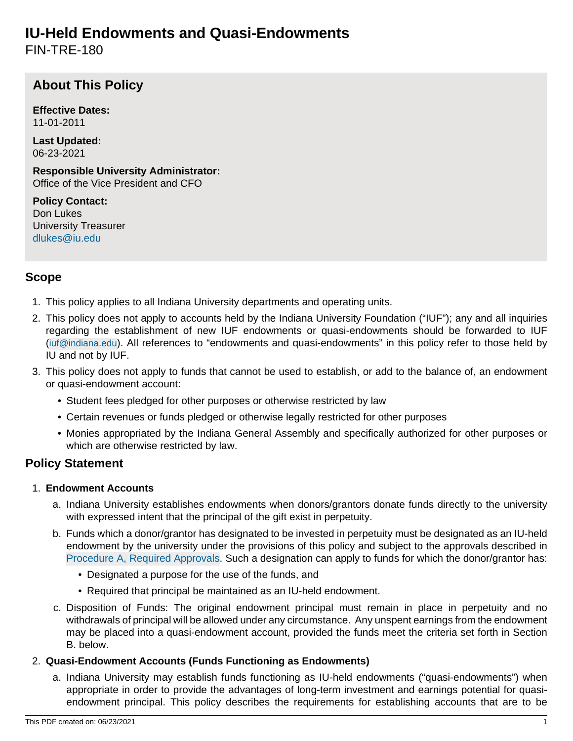# IU-Held Endowments and Quasi-Endowments

FIN-TRE-180

## About This Policy

**Effective Dates:**
11-01-2011

**Last Updated:**
06-23-2021

**Responsible University Administrator:**
Office of the Vice President and CFO

**Policy Contact:**
Don Lukes
University Treasurer
dlukes@iu.edu

## Scope

1. This policy applies to all Indiana University departments and operating units.
2. This policy does not apply to accounts held by the Indiana University Foundation ("IUF"); any and all inquiries regarding the establishment of new IUF endowments or quasi-endowments should be forwarded to IUF (iuf@indiana.edu). All references to "endowments and quasi-endowments" in this policy refer to those held by IU and not by IUF.
3. This policy does not apply to funds that cannot be used to establish, or add to the balance of, an endowment or quasi-endowment account:
   - Student fees pledged for other purposes or otherwise restricted by law
   - Certain revenues or funds pledged or otherwise legally restricted for other purposes
   - Monies appropriated by the Indiana General Assembly and specifically authorized for other purposes or which are otherwise restricted by law.

## Policy Statement

1. **Endowment Accounts**
   a. Indiana University establishes endowments when donors/grantors donate funds directly to the university with expressed intent that the principal of the gift exist in perpetuity.
   b. Funds which a donor/grantor has designated to be invested in perpetuity must be designated as an IU-held endowment by the university under the provisions of this policy and subject to the approvals described in Procedure A, Required Approvals. Such a designation can apply to funds for which the donor/grantor has:
      - Designated a purpose for the use of the funds, and
      - Required that principal be maintained as an IU-held endowment.
   c. Disposition of Funds: The original endowment principal must remain in place in perpetuity and no withdrawals of principal will be allowed under any circumstance. Any unspent earnings from the endowment may be placed into a quasi-endowment account, provided the funds meet the criteria set forth in Section B. below.
2. **Quasi-Endowment Accounts (Funds Functioning as Endowments)**
   a. Indiana University may establish funds functioning as IU-held endowments ("quasi-endowments") when appropriate in order to provide the advantages of long-term investment and earnings potential for quasi-endowment principal. This policy describes the requirements for establishing accounts that are to be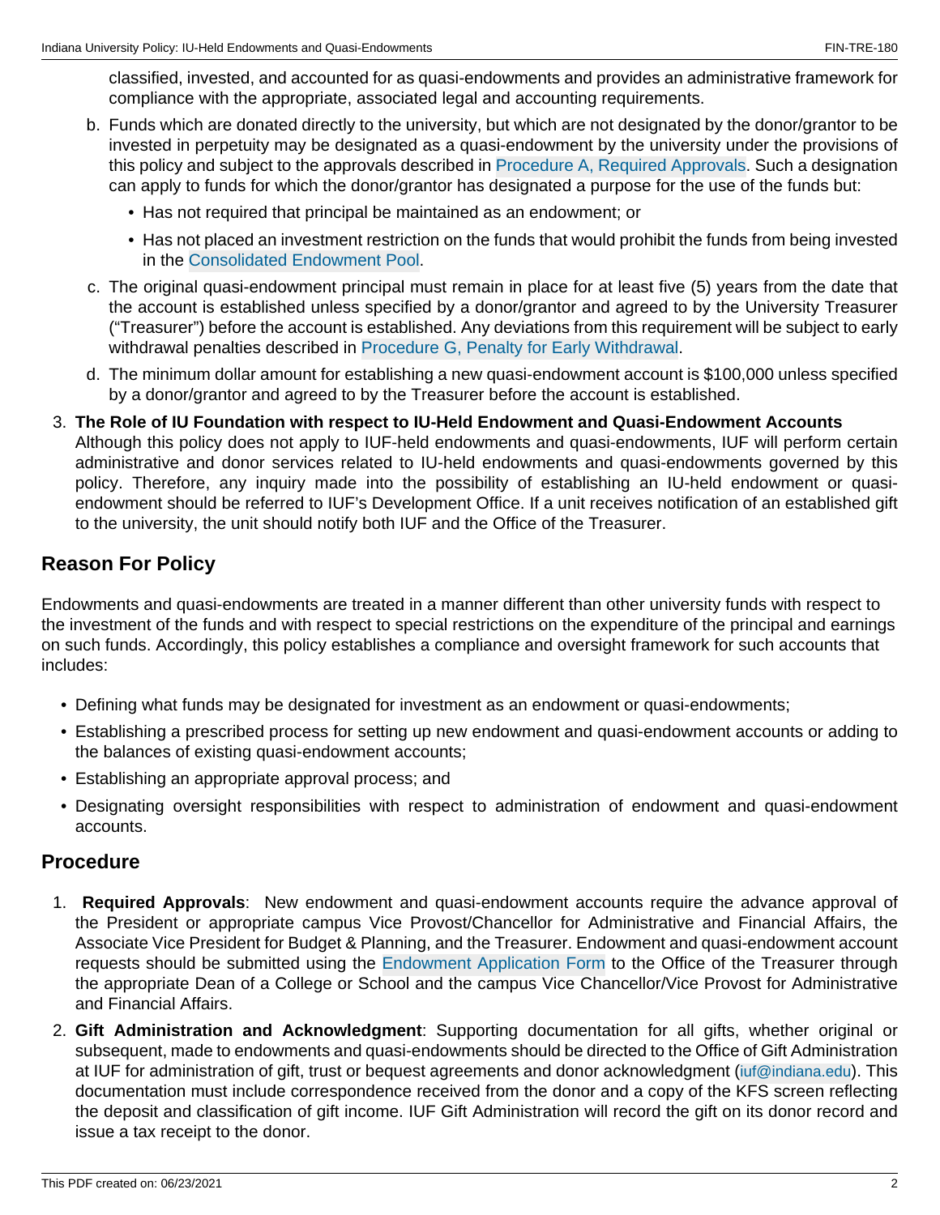classified, invested, and accounted for as quasi-endowments and provides an administrative framework for compliance with the appropriate, associated legal and accounting requirements.

b. Funds which are donated directly to the university, but which are not designated by the donor/grantor to be invested in perpetuity may be designated as a quasi-endowment by the university under the provisions of this policy and subject to the approvals described in Procedure A, Required Approvals. Such a designation can apply to funds for which the donor/grantor has designated a purpose for the use of the funds but:
   - Has not required that principal be maintained as an endowment; or
   - Has not placed an investment restriction on the funds that would prohibit the funds from being invested in the Consolidated Endowment Pool.

c. The original quasi-endowment principal must remain in place for at least five (5) years from the date that the account is established unless specified by a donor/grantor and agreed to by the University Treasurer ("Treasurer") before the account is established. Any deviations from this requirement will be subject to early withdrawal penalties described in Procedure G, Penalty for Early Withdrawal.

d. The minimum dollar amount for establishing a new quasi-endowment account is $100,000 unless specified by a donor/grantor and agreed to by the Treasurer before the account is established.

3. **The Role of IU Foundation with respect to IU-Held Endowment and Quasi-Endowment Accounts**
   Although this policy does not apply to IUF-held endowments and quasi-endowments, IUF will perform certain administrative and donor services related to IU-held endowments and quasi-endowments governed by this policy. Therefore, any inquiry made into the possibility of establishing an IU-held endowment or quasi-endowment should be referred to IUF's Development Office. If a unit receives notification of an established gift to the university, the unit should notify both IUF and the Office of the Treasurer.

## Reason For Policy

Endowments and quasi-endowments are treated in a manner different than other university funds with respect to the investment of the funds and with respect to special restrictions on the expenditure of the principal and earnings on such funds. Accordingly, this policy establishes a compliance and oversight framework for such accounts that includes:

- Defining what funds may be designated for investment as an endowment or quasi-endowments;
- Establishing a prescribed process for setting up new endowment and quasi-endowment accounts or adding to the balances of existing quasi-endowment accounts;
- Establishing an appropriate approval process; and
- Designating oversight responsibilities with respect to administration of endowment and quasi-endowment accounts.

## Procedure

1. **Required Approvals**: New endowment and quasi-endowment accounts require the advance approval of the President or appropriate campus Vice Provost/Chancellor for Administrative and Financial Affairs, the Associate Vice President for Budget & Planning, and the Treasurer. Endowment and quasi-endowment account requests should be submitted using the Endowment Application Form to the Office of the Treasurer through the appropriate Dean of a College or School and the campus Vice Chancellor/Vice Provost for Administrative and Financial Affairs.
2. **Gift Administration and Acknowledgment**: Supporting documentation for all gifts, whether original or subsequent, made to endowments and quasi-endowments should be directed to the Office of Gift Administration at IUF for administration of gift, trust or bequest agreements and donor acknowledgment (iuf@indiana.edu). This documentation must include correspondence received from the donor and a copy of the KFS screen reflecting the deposit and classification of gift income. IUF Gift Administration will record the gift on its donor record and issue a tax receipt to the donor.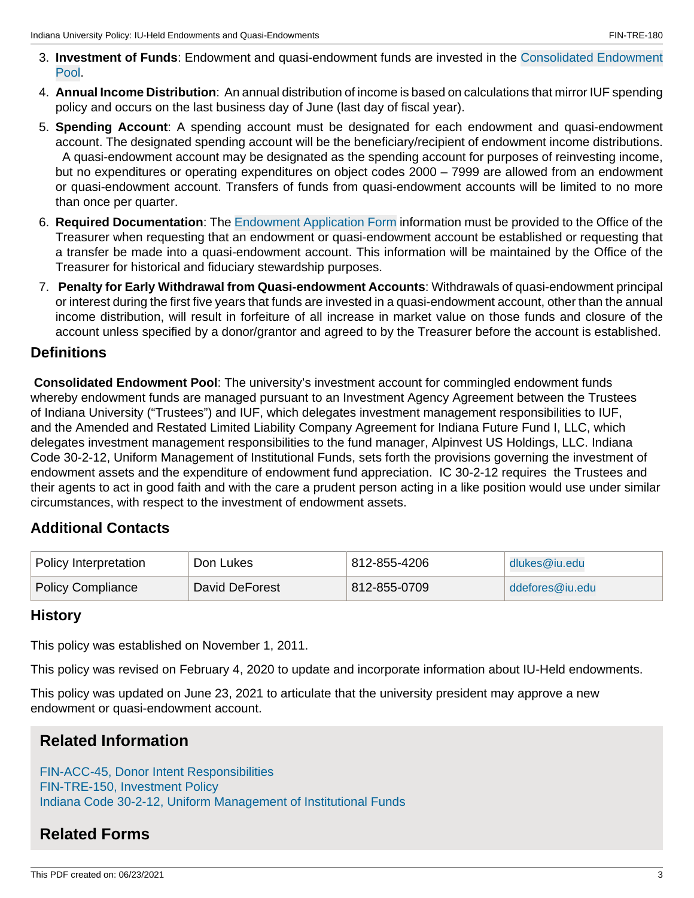3. **Investment of Funds**: Endowment and quasi-endowment funds are invested in the Consolidated Endowment Pool.
4. **Annual Income Distribution**: An annual distribution of income is based on calculations that mirror IUF spending policy and occurs on the last business day of June (last day of fiscal year).
5. **Spending Account**: A spending account must be designated for each endowment and quasi-endowment account. The designated spending account will be the beneficiary/recipient of endowment income distributions. A quasi-endowment account may be designated as the spending account for purposes of reinvesting income, but no expenditures or operating expenditures on object codes 2000 – 7999 are allowed from an endowment or quasi-endowment account. Transfers of funds from quasi-endowment accounts will be limited to no more than once per quarter.
6. **Required Documentation**: The Endowment Application Form information must be provided to the Office of the Treasurer when requesting that an endowment or quasi-endowment account be established or requesting that a transfer be made into a quasi-endowment account. This information will be maintained by the Office of the Treasurer for historical and fiduciary stewardship purposes.
7. **Penalty for Early Withdrawal from Quasi-endowment Accounts**: Withdrawals of quasi-endowment principal or interest during the first five years that funds are invested in a quasi-endowment account, other than the annual income distribution, will result in forfeiture of all increase in market value on those funds and closure of the account unless specified by a donor/grantor and agreed to by the Treasurer before the account is established.

## Definitions

**Consolidated Endowment Pool**: The university's investment account for commingled endowment funds whereby endowment funds are managed pursuant to an Investment Agency Agreement between the Trustees of Indiana University ("Trustees") and IUF, which delegates investment management responsibilities to IUF, and the Amended and Restated Limited Liability Company Agreement for Indiana Future Fund I, LLC, which delegates investment management responsibilities to the fund manager, Alpinvest US Holdings, LLC. Indiana Code 30-2-12, Uniform Management of Institutional Funds, sets forth the provisions governing the investment of endowment assets and the expenditure of endowment fund appreciation. IC 30-2-12 requires the Trustees and their agents to act in good faith and with the care a prudent person acting in a like position would use under similar circumstances, with respect to the investment of endowment assets.

## Additional Contacts

| Policy Interpretation | Don Lukes | 812-855-4206 | dlukes@iu.edu |
|---|---|---|---|
| Policy Compliance | David DeForest | 812-855-0709 | ddefores@iu.edu |

## History

This policy was established on November 1, 2011.

This policy was revised on February 4, 2020 to update and incorporate information about IU-Held endowments.

This policy was updated on June 23, 2021 to articulate that the university president may approve a new endowment or quasi-endowment account.

## Related Information

FIN-ACC-45, Donor Intent Responsibilities
FIN-TRE-150, Investment Policy
Indiana Code 30-2-12, Uniform Management of Institutional Funds

## Related Forms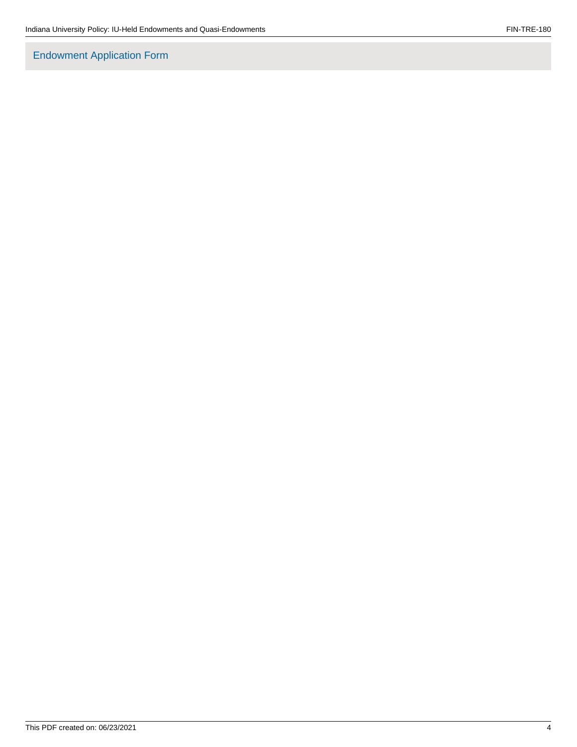## Endowment Application Form